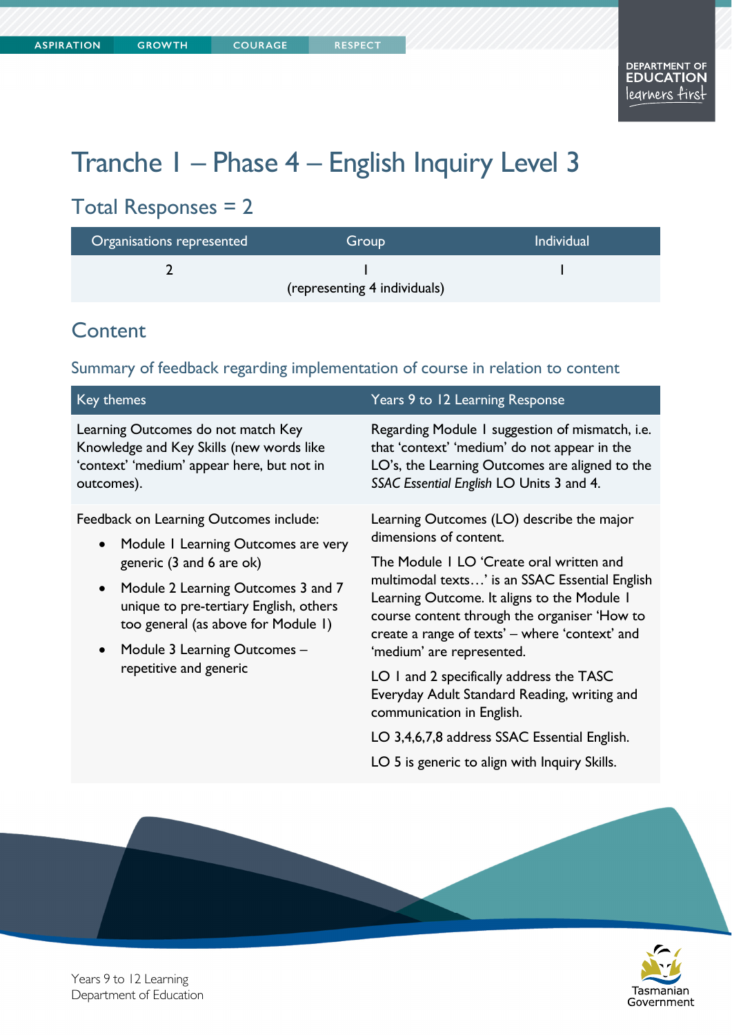# Tranche 1 – Phase 4 – English Inquiry Level 3

## Total Responses = 2

| Organisations represented | Group | Individual |
|---|---|---|
| 2 | 1 (representing 4 individuals) | 1 |

## Content

### Summary of feedback regarding implementation of course in relation to content

| Key themes | Years 9 to 12 Learning Response |
|---|---|
| Learning Outcomes do not match Key Knowledge and Key Skills (new words like 'context' 'medium' appear here, but not in outcomes). | Regarding Module 1 suggestion of mismatch, i.e. that 'context' 'medium' do not appear in the LO's, the Learning Outcomes are aligned to the *SSAC Essential English* LO Units 3 and 4. |
| Feedback on Learning Outcomes include:<br>• Module 1 Learning Outcomes are very generic (3 and 6 are ok)<br>• Module 2 Learning Outcomes 3 and 7 unique to pre-tertiary English, others too general (as above for Module 1)<br>• Module 3 Learning Outcomes – repetitive and generic | Learning Outcomes (LO) describe the major dimensions of content.<br>The Module 1 LO 'Create oral written and multimodal texts…' is an SSAC Essential English Learning Outcome. It aligns to the Module 1 course content through the organiser 'How to create a range of texts' – where 'context' and 'medium' are represented.<br>LO 1 and 2 specifically address the TASC Everyday Adult Standard Reading, writing and communication in English.<br>LO 3,4,6,7,8 address SSAC Essential English.<br>LO 5 is generic to align with Inquiry Skills. |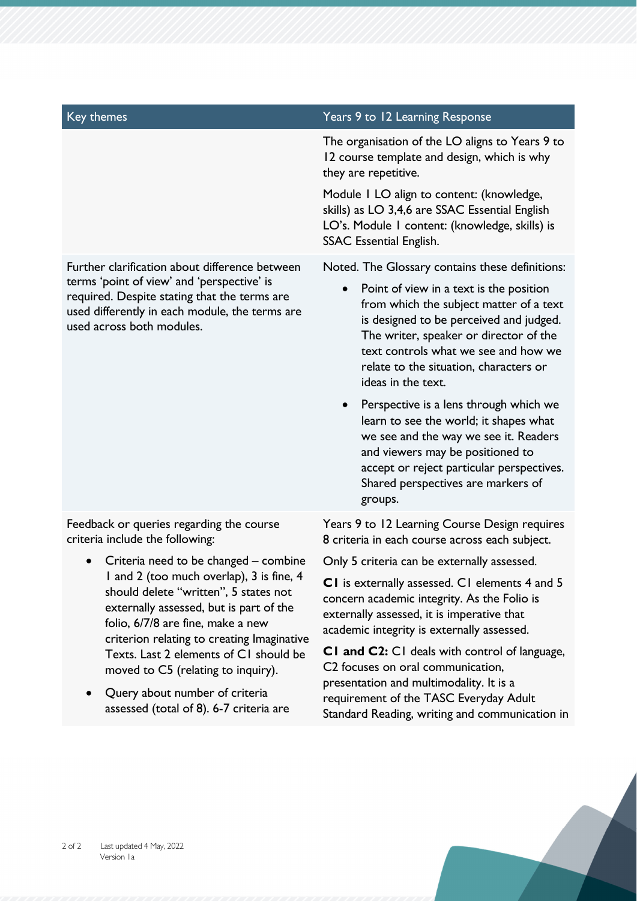| Key themes | Years 9 to 12 Learning Response |
|---|---|
| | The organisation of the LO aligns to Years 9 to 12 course template and design, which is why they are repetitive. <br><br> Module 1 LO align to content: (knowledge, skills) as LO 3,4,6 are SSAC Essential English LO's. Module 1 content: (knowledge, skills) is SSAC Essential English. |
| Further clarification about difference between terms 'point of view' and 'perspective' is required. Despite stating that the terms are used differently in each module, the terms are used across both modules. | Noted. The Glossary contains these definitions: <br><br> • Point of view in a text is the position from which the subject matter of a text is designed to be perceived and judged. The writer, speaker or director of the text controls what we see and how we relate to the situation, characters or ideas in the text. <br><br> • Perspective is a lens through which we learn to see the world; it shapes what we see and the way we see it. Readers and viewers may be positioned to accept or reject particular perspectives. Shared perspectives are markers of groups. |
| Feedback or queries regarding the course criteria include the following: <br><br> • Criteria need to be changed – combine 1 and 2 (too much overlap), 3 is fine, 4 should delete "written", 5 states not externally assessed, but is part of the folio, 6/7/8 are fine, make a new criterion relating to creating Imaginative Texts. Last 2 elements of C1 should be moved to C5 (relating to inquiry). <br><br> • Query about number of criteria assessed (total of 8). 6-7 criteria are | Years 9 to 12 Learning Course Design requires 8 criteria in each course across each subject. <br><br> Only 5 criteria can be externally assessed. <br><br> **C1** is externally assessed. C1 elements 4 and 5 concern academic integrity. As the Folio is externally assessed, it is imperative that academic integrity is externally assessed. <br><br> **C1 and C2:** C1 deals with control of language, C2 focuses on oral communication, presentation and multimodality. It is a requirement of the TASC Everyday Adult Standard Reading, writing and communication in |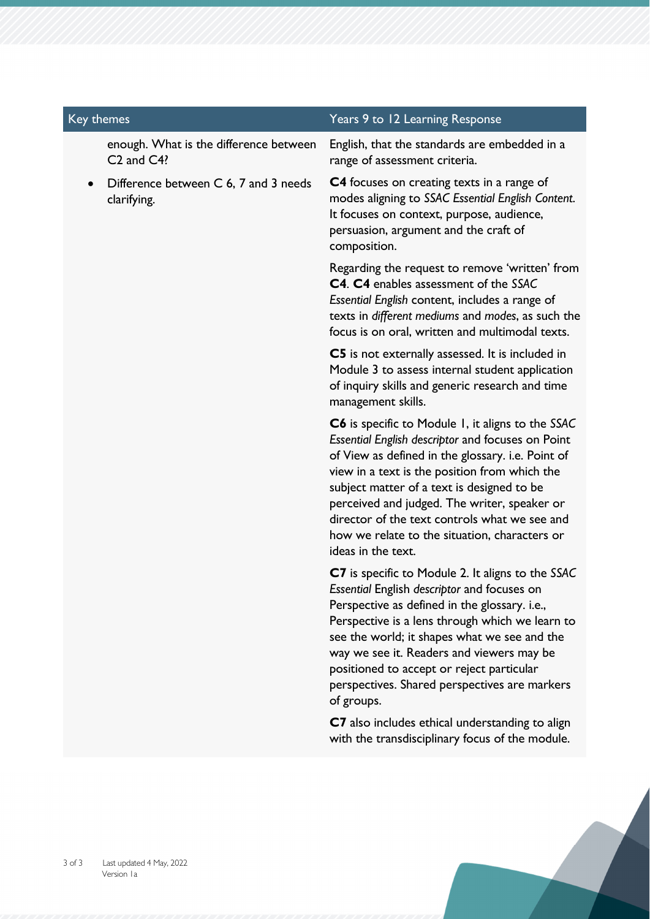| Key themes | Years 9 to 12 Learning Response |
|---|---|
| enough. What is the difference between C2 and C4? | English, that the standards are embedded in a range of assessment criteria. |
| • Difference between C 6, 7 and 3 needs clarifying. | **C4** focuses on creating texts in a range of modes aligning to *SSAC Essential English Content*. It focuses on context, purpose, audience, persuasion, argument and the craft of composition.<br><br>Regarding the request to remove 'written' from **C4**. **C4** enables assessment of the *SSAC Essential English* content, includes a range of texts in *different mediums* and *modes*, as such the focus is on oral, written and multimodal texts.<br><br>**C5** is not externally assessed. It is included in Module 3 to assess internal student application of inquiry skills and generic research and time management skills.<br><br>**C6** is specific to Module 1, it aligns to the *SSAC Essential English descriptor* and focuses on Point of View as defined in the glossary. i.e. Point of view in a text is the position from which the subject matter of a text is designed to be perceived and judged. The writer, speaker or director of the text controls what we see and how we relate to the situation, characters or ideas in the text.<br><br>**C7** is specific to Module 2. It aligns to the *SSAC Essential* English *descriptor* and focuses on Perspective as defined in the glossary. i.e., Perspective is a lens through which we learn to see the world; it shapes what we see and the way we see it. Readers and viewers may be positioned to accept or reject particular perspectives. Shared perspectives are markers of groups.<br><br>**C7** also includes ethical understanding to align with the transdisciplinary focus of the module. |

Last updated 4 May, 2022
Version 1a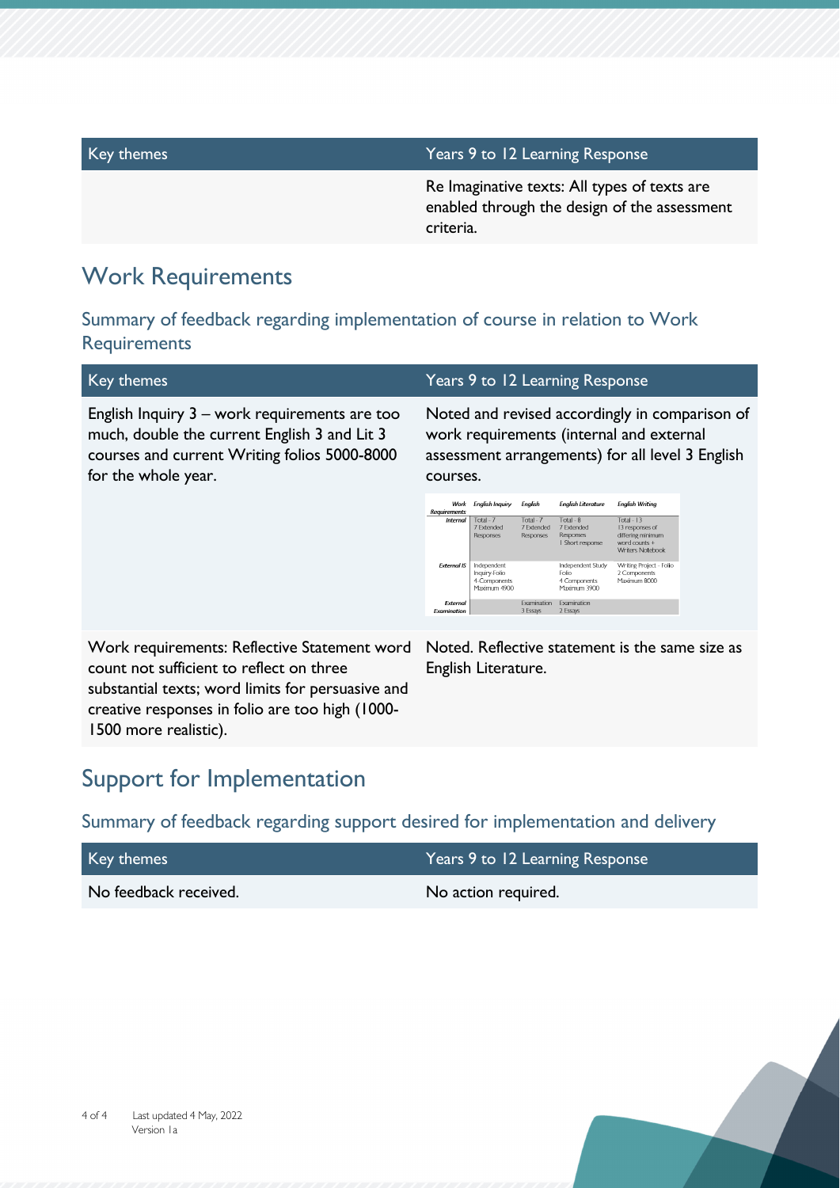| Key themes | Years 9 to 12 Learning Response |
| --- | --- |
| | Re Imaginative texts: All types of texts are enabled through the design of the assessment criteria. |

## Work Requirements

### Summary of feedback regarding implementation of course in relation to Work Requirements

| Key themes | Years 9 to 12 Learning Response |
| --- | --- |
| English Inquiry 3 – work requirements are too much, double the current English 3 and Lit 3 courses and current Writing folios 5000-8000 for the whole year. | Noted and revised accordingly in comparison of work requirements (internal and external assessment arrangements) for all level 3 English courses. |
| Work requirements: Reflective Statement word count not sufficient to reflect on three substantial texts; word limits for persuasive and creative responses in folio are too high (1000-1500 more realistic). | Noted. Reflective statement is the same size as English Literature. |

| Work Requirements | English Inquiry | English | English Literature | English Writing |
| --- | --- | --- | --- | --- |
| Internal | Total - 7 7 Extended Responses | Total - 7 7 Extended Responses | Total - 8 7 Extended Responses 1 Short response | Total - 13 13 responses of differing minimum word counts + Writers Notebook |
| External IS | Independent Inquiry Folio 4 Components Maximum 4900 | | Independent Study Folio 4 Components Maximum 3900 | Writing Project - Folio 2 Components Maximum 8000 |
| External Examination | | Examination 3 Essays | Examination 2 Essays | |

## Support for Implementation

### Summary of feedback regarding support desired for implementation and delivery

| Key themes | Years 9 to 12 Learning Response |
| --- | --- |
| No feedback received. | No action required. |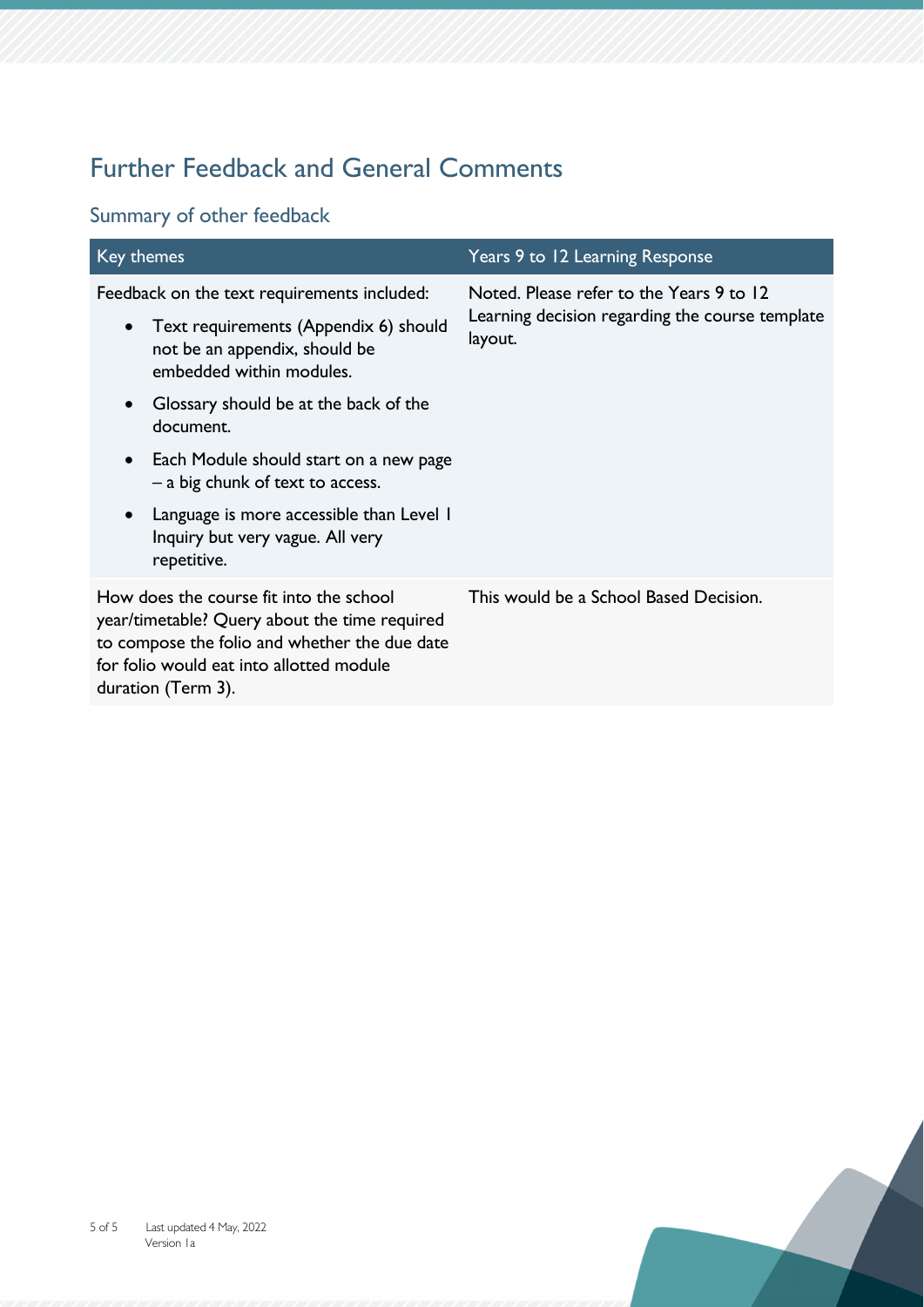# Further Feedback and General Comments

## Summary of other feedback

| Key themes | Years 9 to 12 Learning Response |
| --- | --- |
| Feedback on the text requirements included:<br>• Text requirements (Appendix 6) should not be an appendix, should be embedded within modules.<br>• Glossary should be at the back of the document.<br>• Each Module should start on a new page – a big chunk of text to access.<br>• Language is more accessible than Level 1 Inquiry but very vague. All very repetitive. | Noted. Please refer to the Years 9 to 12 Learning decision regarding the course template layout. |
| How does the course fit into the school year/timetable? Query about the time required to compose the folio and whether the due date for folio would eat into allotted module duration (Term 3). | This would be a School Based Decision. |

Last updated 4 May, 2022
Version 1a